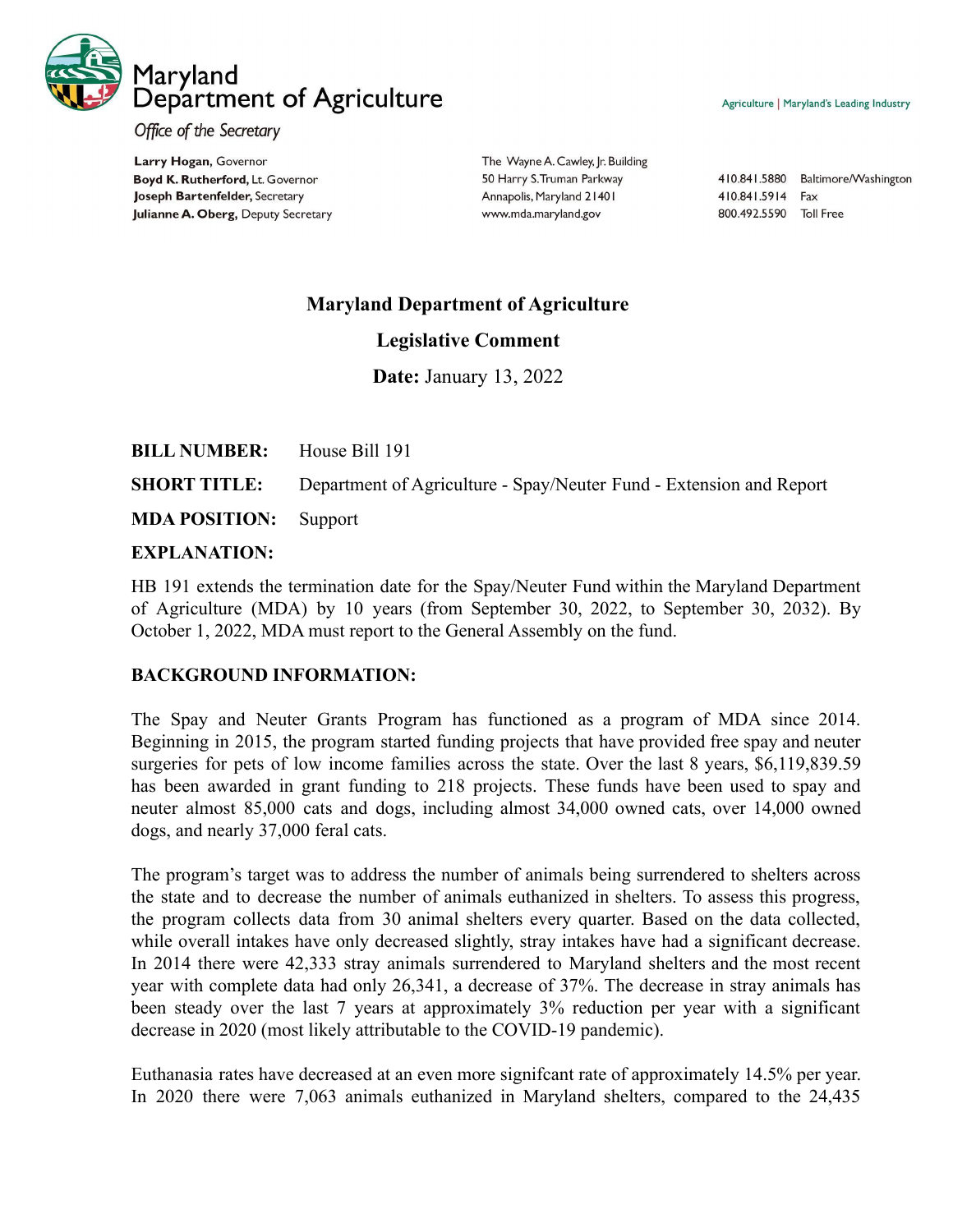Maryland Department of Agriculture

*Office of the Secretary*

Agriculture | Maryland's Leading Industry

**Larry Hogan,** Governor
**Boyd K. Rutherford,** Lt. Governor
**Joseph Bartenfelder,** Secretary
**Julianne A. Oberg,** Deputy Secretary

The Wayne A. Cawley, Jr. Building
50 Harry S. Truman Parkway
Annapolis, Maryland 21401
www.mda.maryland.gov

410.841.5880 Baltimore/Washington
410.841.5914 Fax
800.492.5590 Toll Free

# Maryland Department of Agriculture

## Legislative Comment

**Date:** January 13, 2022

**BILL NUMBER:** House Bill 191

**SHORT TITLE:** Department of Agriculture - Spay/Neuter Fund - Extension and Report

**MDA POSITION:** Support

**EXPLANATION:**

HB 191 extends the termination date for the Spay/Neuter Fund within the Maryland Department of Agriculture (MDA) by 10 years (from September 30, 2022, to September 30, 2032). By October 1, 2022, MDA must report to the General Assembly on the fund.

**BACKGROUND INFORMATION:**

The Spay and Neuter Grants Program has functioned as a program of MDA since 2014. Beginning in 2015, the program started funding projects that have provided free spay and neuter surgeries for pets of low income families across the state. Over the last 8 years, $6,119,839.59 has been awarded in grant funding to 218 projects. These funds have been used to spay and neuter almost 85,000 cats and dogs, including almost 34,000 owned cats, over 14,000 owned dogs, and nearly 37,000 feral cats.

The program's target was to address the number of animals being surrendered to shelters across the state and to decrease the number of animals euthanized in shelters. To assess this progress, the program collects data from 30 animal shelters every quarter. Based on the data collected, while overall intakes have only decreased slightly, stray intakes have had a significant decrease. In 2014 there were 42,333 stray animals surrendered to Maryland shelters and the most recent year with complete data had only 26,341, a decrease of 37%. The decrease in stray animals has been steady over the last 7 years at approximately 3% reduction per year with a significant decrease in 2020 (most likely attributable to the COVID-19 pandemic).

Euthanasia rates have decreased at an even more signifcant rate of approximately 14.5% per year. In 2020 there were 7,063 animals euthanized in Maryland shelters, compared to the 24,435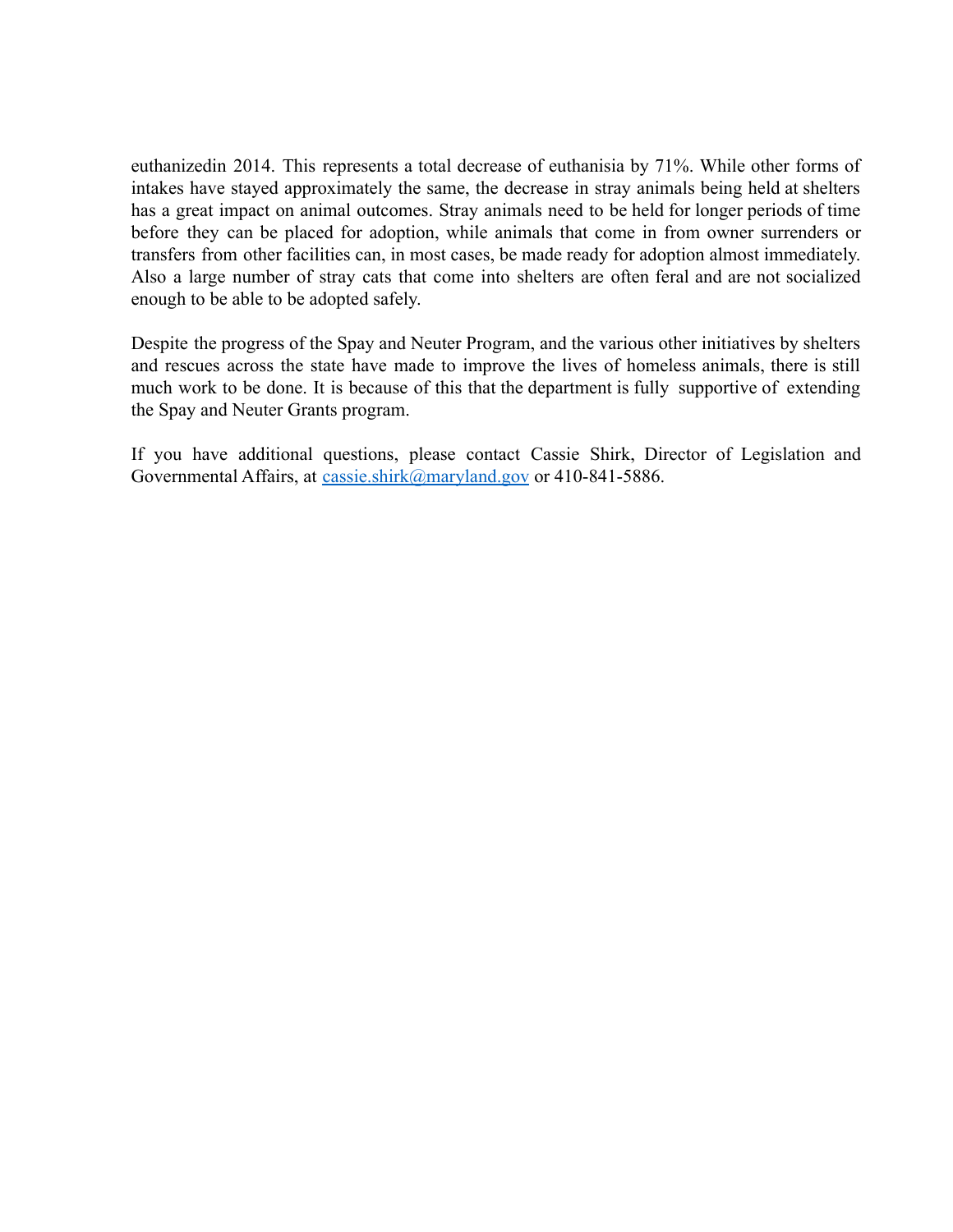euthanizedin 2014. This represents a total decrease of euthanisia by 71%. While other forms of intakes have stayed approximately the same, the decrease in stray animals being held at shelters has a great impact on animal outcomes. Stray animals need to be held for longer periods of time before they can be placed for adoption, while animals that come in from owner surrenders or transfers from other facilities can, in most cases, be made ready for adoption almost immediately. Also a large number of stray cats that come into shelters are often feral and are not socialized enough to be able to be adopted safely.

Despite the progress of the Spay and Neuter Program, and the various other initiatives by shelters and rescues across the state have made to improve the lives of homeless animals, there is still much work to be done. It is because of this that the department is fully supportive of extending the Spay and Neuter Grants program.

If you have additional questions, please contact Cassie Shirk, Director of Legislation and Governmental Affairs, at [cassie.shirk@maryland.gov](mailto:cassie.shirk@maryland.gov) or 410-841-5886.